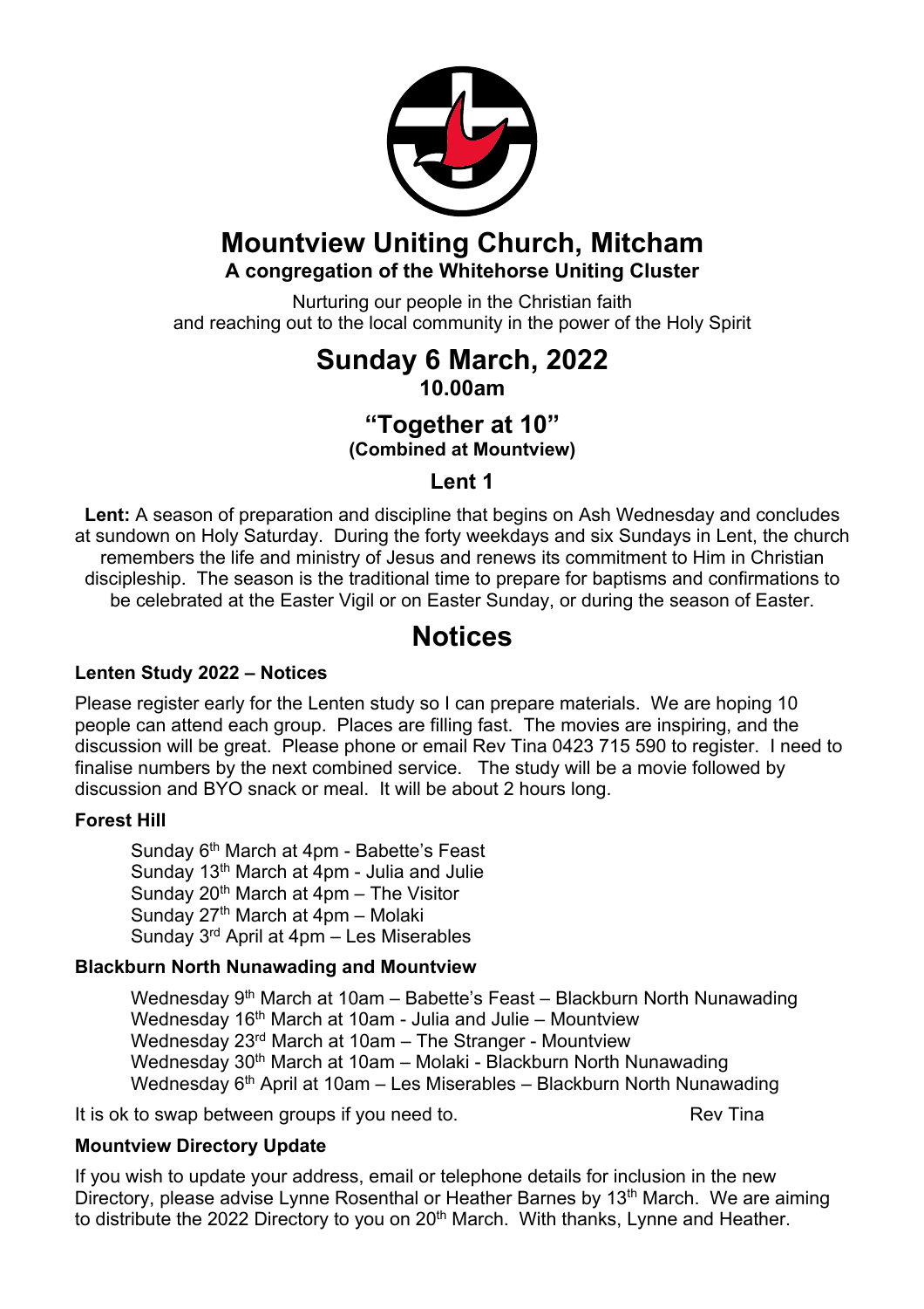# Mountview Uniting Church, Mitcham

**A congregation of the Whitehorse Uniting Cluster**

Nurturing our people in the Christian faith
and reaching out to the local community in the power of the Holy Spirit

## Sunday 6 March, 2022

**10.00am**

### "Together at 10"

**(Combined at Mountview)**

### Lent 1

**Lent:** A season of preparation and discipline that begins on Ash Wednesday and concludes at sundown on Holy Saturday. During the forty weekdays and six Sundays in Lent, the church remembers the life and ministry of Jesus and renews its commitment to Him in Christian discipleship. The season is the traditional time to prepare for baptisms and confirmations to be celebrated at the Easter Vigil or on Easter Sunday, or during the season of Easter.

# Notices

**Lenten Study 2022 – Notices**

Please register early for the Lenten study so I can prepare materials. We are hoping 10 people can attend each group. Places are filling fast. The movies are inspiring, and the discussion will be great. Please phone or email Rev Tina 0423 715 590 to register. I need to finalise numbers by the next combined service. The study will be a movie followed by discussion and BYO snack or meal. It will be about 2 hours long.

**Forest Hill**

Sunday 6th March at 4pm - Babette's Feast
Sunday 13th March at 4pm - Julia and Julie
Sunday 20th March at 4pm – The Visitor
Sunday 27th March at 4pm – Molaki
Sunday 3rd April at 4pm – Les Miserables

**Blackburn North Nunawading and Mountview**

Wednesday 9th March at 10am – Babette's Feast – Blackburn North Nunawading
Wednesday 16th March at 10am - Julia and Julie – Mountview
Wednesday 23rd March at 10am – The Stranger - Mountview
Wednesday 30th March at 10am – Molaki - Blackburn North Nunawading
Wednesday 6th April at 10am – Les Miserables – Blackburn North Nunawading

It is ok to swap between groups if you need to. Rev Tina

**Mountview Directory Update**

If you wish to update your address, email or telephone details for inclusion in the new Directory, please advise Lynne Rosenthal or Heather Barnes by 13th March. We are aiming to distribute the 2022 Directory to you on 20th March. With thanks, Lynne and Heather.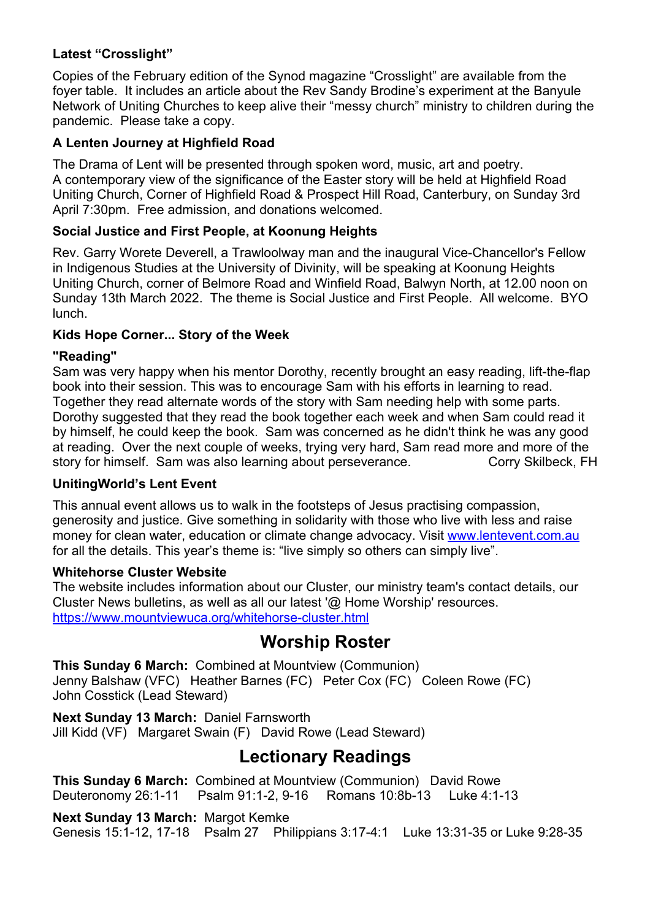**Latest "Crosslight"**

Copies of the February edition of the Synod magazine "Crosslight" are available from the foyer table. It includes an article about the Rev Sandy Brodine's experiment at the Banyule Network of Uniting Churches to keep alive their "messy church" ministry to children during the pandemic. Please take a copy.

**A Lenten Journey at Highfield Road**

The Drama of Lent will be presented through spoken word, music, art and poetry. A contemporary view of the significance of the Easter story will be held at Highfield Road Uniting Church, Corner of Highfield Road & Prospect Hill Road, Canterbury, on Sunday 3rd April 7:30pm. Free admission, and donations welcomed.

**Social Justice and First People, at Koonung Heights**

Rev. Garry Worete Deverell, a Trawloolway man and the inaugural Vice-Chancellor's Fellow in Indigenous Studies at the University of Divinity, will be speaking at Koonung Heights Uniting Church, corner of Belmore Road and Winfield Road, Balwyn North, at 12.00 noon on Sunday 13th March 2022. The theme is Social Justice and First People. All welcome. BYO lunch.

**Kids Hope Corner... Story of the Week**

**"Reading"**

Sam was very happy when his mentor Dorothy, recently brought an easy reading, lift-the-flap book into their session. This was to encourage Sam with his efforts in learning to read. Together they read alternate words of the story with Sam needing help with some parts. Dorothy suggested that they read the book together each week and when Sam could read it by himself, he could keep the book. Sam was concerned as he didn't think he was any good at reading. Over the next couple of weeks, trying very hard, Sam read more and more of the story for himself. Sam was also learning about perseverance. Corry Skilbeck, FH

**UnitingWorld's Lent Event**

This annual event allows us to walk in the footsteps of Jesus practising compassion, generosity and justice. Give something in solidarity with those who live with less and raise money for clean water, education or climate change advocacy. Visit www.lentevent.com.au for all the details. This year's theme is: "live simply so others can simply live".

**Whitehorse Cluster Website**

The website includes information about our Cluster, our ministry team's contact details, our Cluster News bulletins, as well as all our latest '@ Home Worship' resources.
https://www.mountviewuca.org/whitehorse-cluster.html

## Worship Roster

**This Sunday 6 March:** Combined at Mountview (Communion)
Jenny Balshaw (VFC) Heather Barnes (FC) Peter Cox (FC) Coleen Rowe (FC)
John Cosstick (Lead Steward)

**Next Sunday 13 March:** Daniel Farnsworth
Jill Kidd (VF) Margaret Swain (F) David Rowe (Lead Steward)

## Lectionary Readings

**This Sunday 6 March:** Combined at Mountview (Communion) David Rowe
Deuteronomy 26:1-11 Psalm 91:1-2, 9-16 Romans 10:8b-13 Luke 4:1-13

**Next Sunday 13 March:** Margot Kemke
Genesis 15:1-12, 17-18 Psalm 27 Philippians 3:17-4:1 Luke 13:31-35 or Luke 9:28-35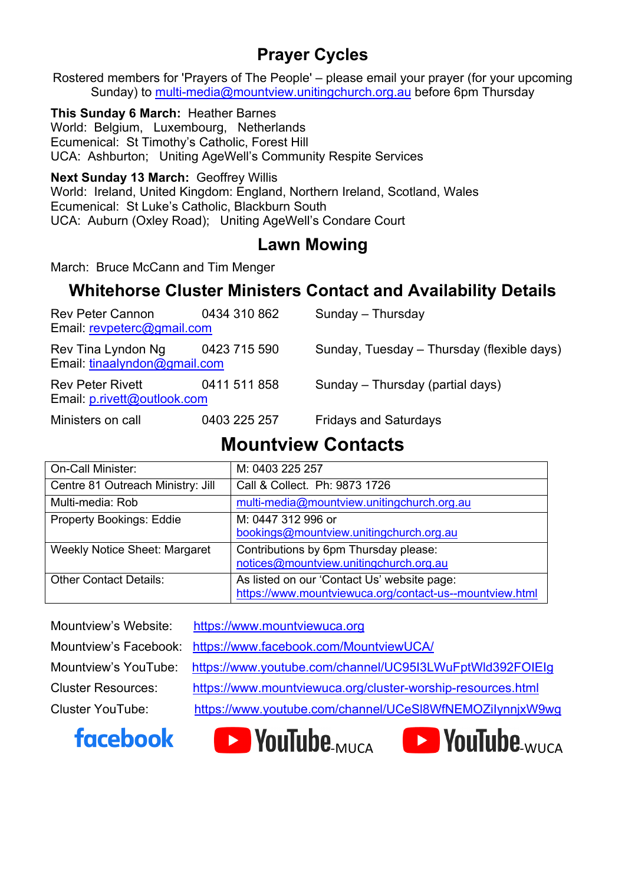## Prayer Cycles

Rostered members for 'Prayers of The People' – please email your prayer (for your upcoming Sunday) to multi-media@mountview.unitingchurch.org.au before 6pm Thursday

**This Sunday 6 March:** Heather Barnes
World: Belgium, Luxembourg, Netherlands
Ecumenical: St Timothy's Catholic, Forest Hill
UCA: Ashburton; Uniting AgeWell's Community Respite Services

**Next Sunday 13 March:** Geoffrey Willis
World: Ireland, United Kingdom: England, Northern Ireland, Scotland, Wales
Ecumenical: St Luke's Catholic, Blackburn South
UCA: Auburn (Oxley Road); Uniting AgeWell's Condare Court

## Lawn Mowing

March: Bruce McCann and Tim Menger

## Whitehorse Cluster Ministers Contact and Availability Details

| | | |
|---|---|---|
| Rev Peter Cannon<br>Email: revpeterc@gmail.com | 0434 310 862 | Sunday – Thursday |
| Rev Tina Lyndon Ng<br>Email: tinaalyndon@gmail.com | 0423 715 590 | Sunday, Tuesday – Thursday (flexible days) |
| Rev Peter Rivett<br>Email: p.rivett@outlook.com | 0411 511 858 | Sunday – Thursday (partial days) |
| Ministers on call | 0403 225 257 | Fridays and Saturdays |

## Mountview Contacts

| | |
|---|---|
| On-Call Minister: | M: 0403 225 257 |
| Centre 81 Outreach Ministry: Jill | Call & Collect. Ph: 9873 1726 |
| Multi-media: Rob | multi-media@mountview.unitingchurch.org.au |
| Property Bookings: Eddie | M: 0447 312 996 or<br>bookings@mountview.unitingchurch.org.au |
| Weekly Notice Sheet: Margaret | Contributions by 6pm Thursday please:<br>notices@mountview.unitingchurch.org.au |
| Other Contact Details: | As listed on our 'Contact Us' website page:<br>https://www.mountviewuca.org/contact-us--mountview.html |

Mountview's Website: https://www.mountviewuca.org
Mountview's Facebook: https://www.facebook.com/MountviewUCA/
Mountview's YouTube: https://www.youtube.com/channel/UC95I3LWuFptWld392FOIEIg
Cluster Resources: https://www.mountviewuca.org/cluster-worship-resources.html
Cluster YouTube: https://www.youtube.com/channel/UCeSl8WfNEMOZilynnjxW9wg

facebook YouTube-MUCA YouTube-WUCA